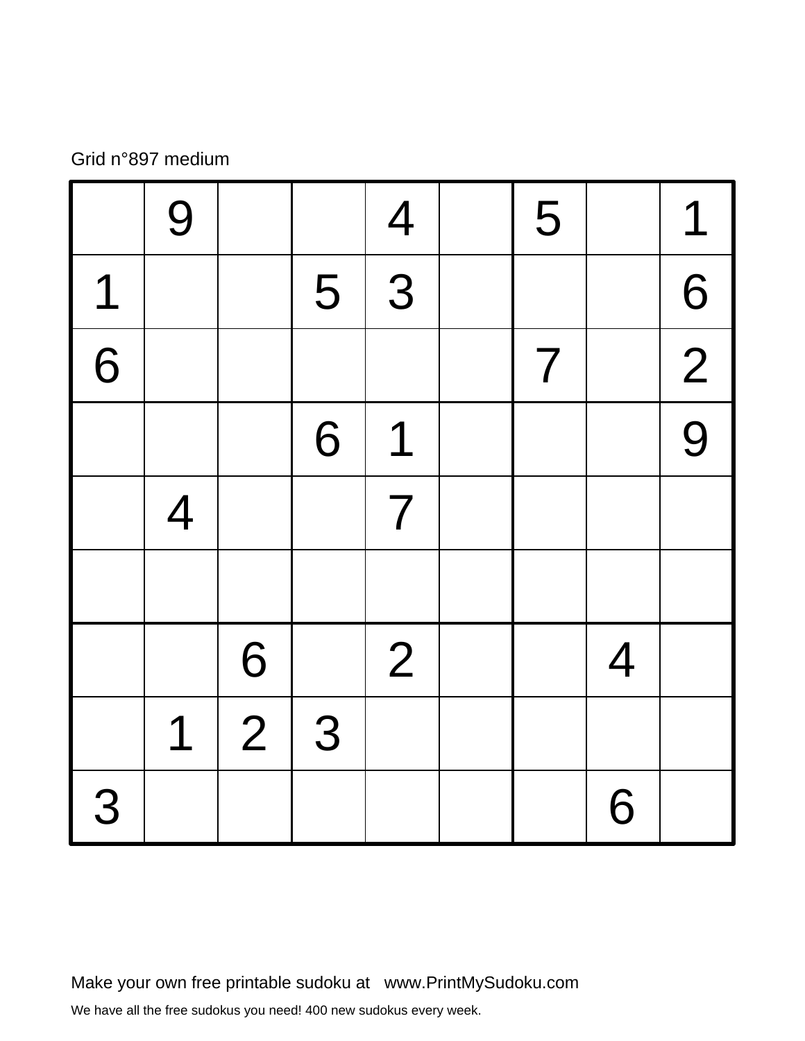Grid n°897 medium

|   |   |   |   |   |   |   |   |   |
|---|---|---|---|---|---|---|---|---|
|   | 9 |   |   | 4 |   | 5 |   | 1 |
| 1 |   |   | 5 | 3 |   |   |   | 6 |
| 6 |   |   |   |   |   | 7 |   | 2 |
|   |   |   | 6 | 1 |   |   |   | 9 |
|   | 4 |   |   | 7 |   |   |   |   |
|   |   |   |   |   |   |   |   |   |
|   |   | 6 |   | 2 |   |   | 4 |   |
|   | 1 | 2 | 3 |   |   |   |   |   |
| 3 |   |   |   |   |   |   | 6 |   |

Make your own free printable sudoku at www.PrintMySudoku.com

We have all the free sudokus you need! 400 new sudokus every week.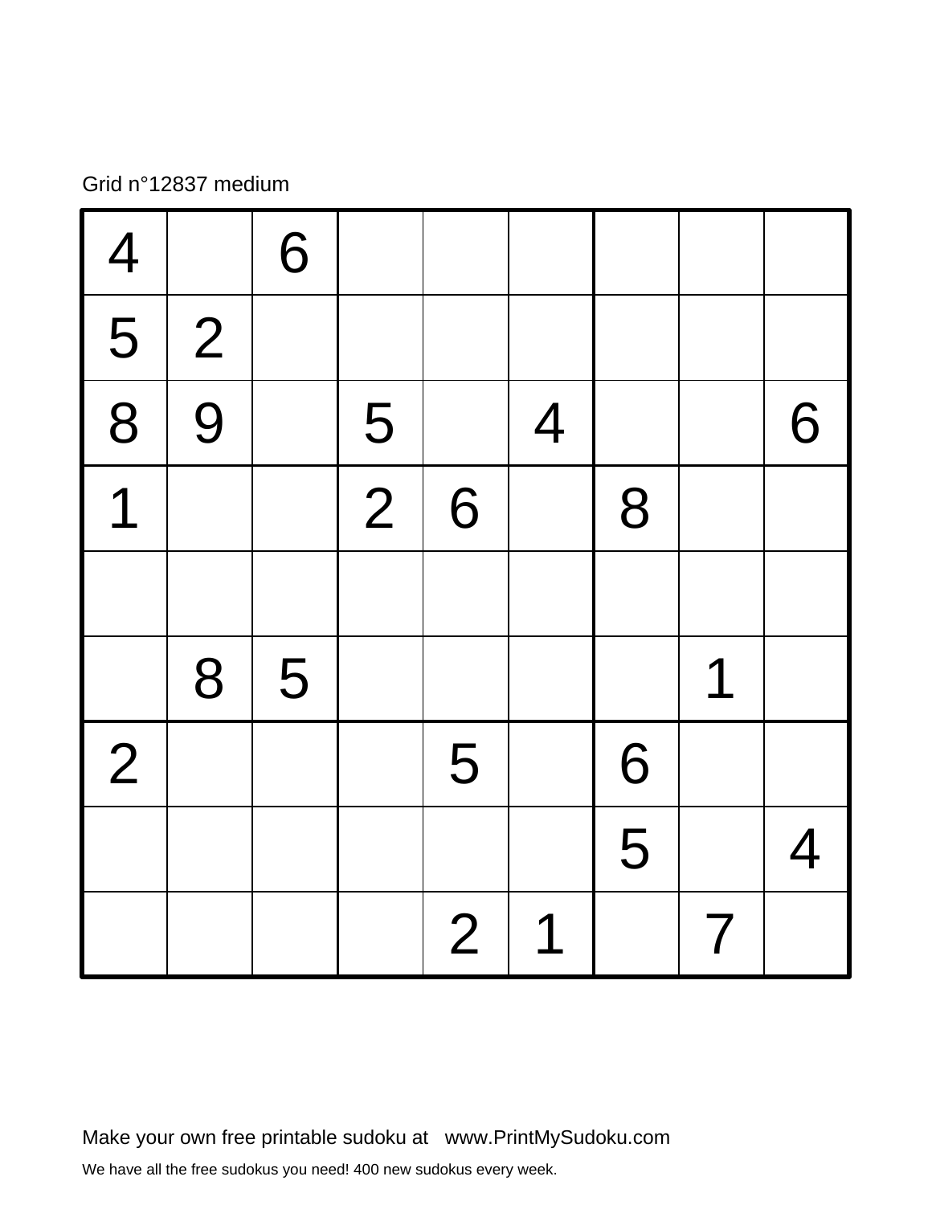Grid n°12837 medium

| | | | | | | | | |
|---|---|---|---|---|---|---|---|---|
| 4 | | 6 | | | | | | |
| 5 | 2 | | | | | | | |
| 8 | 9 | | 5 | | 4 | | | 6 |
| 1 | | | 2 | 6 | | 8 | | |
| | | | | | | | | |
| | 8 | 5 | | | | | 1 | |
| 2 | | | | 5 | | 6 | | |
| | | | | | | 5 | | 4 |
| | | | | 2 | 1 | | 7 | |

Make your own free printable sudoku at www.PrintMySudoku.com

We have all the free sudokus you need! 400 new sudokus every week.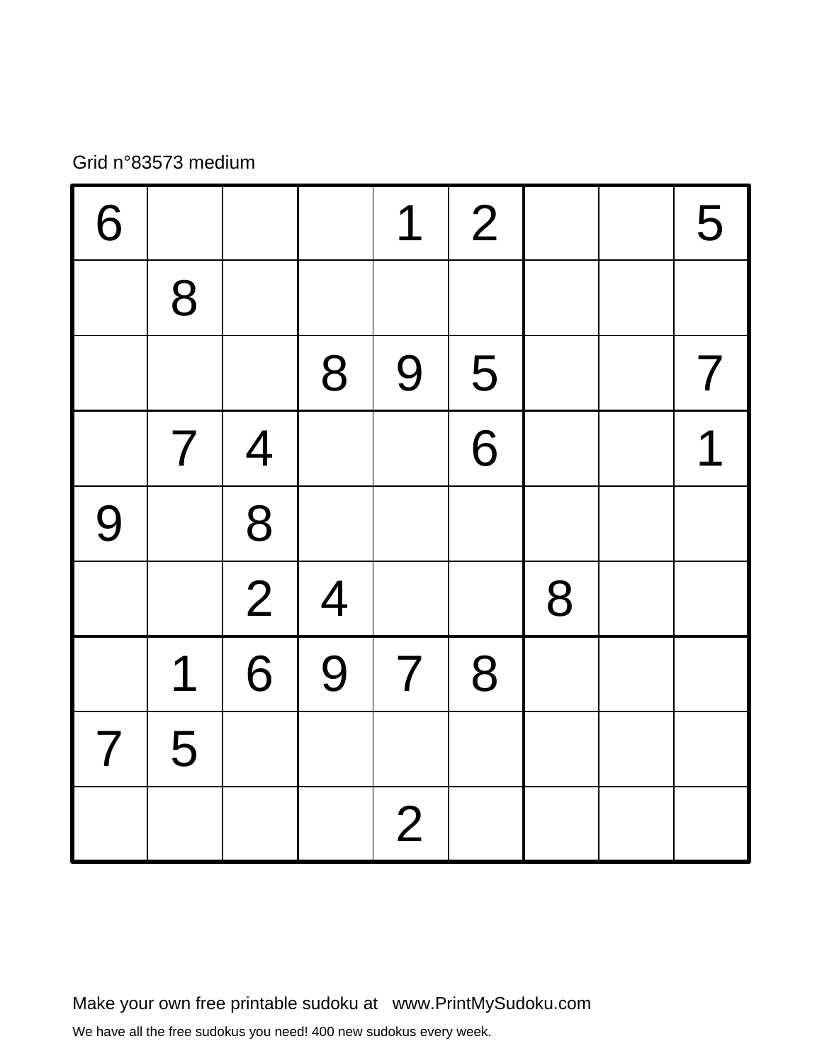Grid n°83573 medium

| | | | | | | | | |
|---|---|---|---|---|---|---|---|---|
| 6 | | | | 1 | 2 | | | 5 |
| | 8 | | | | | | | |
| | | | 8 | 9 | 5 | | | 7 |
| | 7 | 4 | | | 6 | | | 1 |
| 9 | | 8 | | | | | | |
| | | 2 | 4 | | | 8 | | |
| | 1 | 6 | 9 | 7 | 8 | | | |
| 7 | 5 | | | | | | | |
| | | | | 2 | | | | |

Make your own free printable sudoku at www.PrintMySudoku.com

We have all the free sudokus you need! 400 new sudokus every week.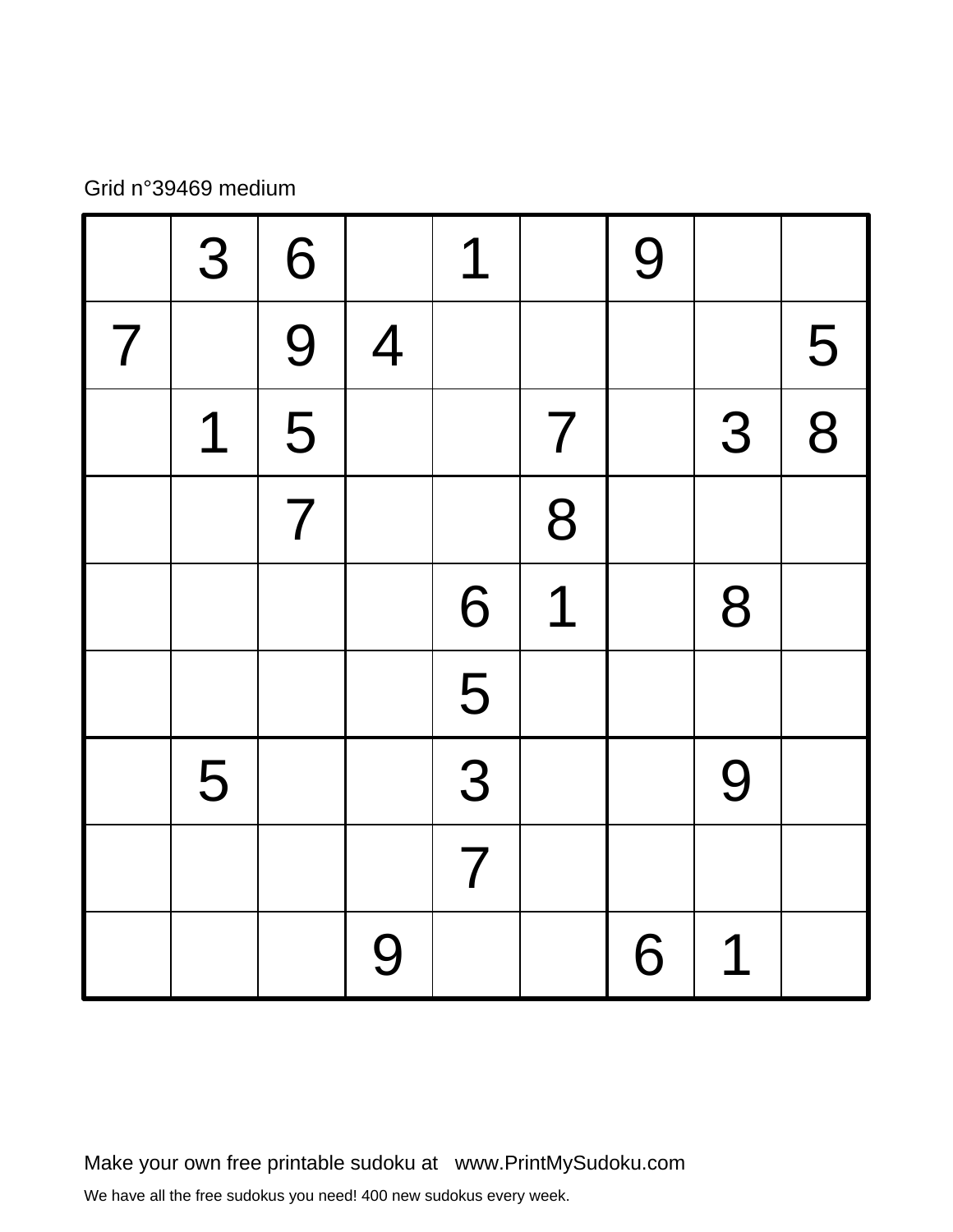Grid n°39469 medium

|   |   |   |   |   |   |   |   |   |
|---|---|---|---|---|---|---|---|---|
|   | 3 | 6 |   | 1 |   | 9 |   |   |
| 7 |   | 9 | 4 |   |   |   |   | 5 |
|   | 1 | 5 |   |   | 7 |   | 3 | 8 |
|   |   | 7 |   |   | 8 |   |   |   |
|   |   |   |   | 6 | 1 |   | 8 |   |
|   |   |   |   | 5 |   |   |   |   |
|   | 5 |   |   | 3 |   |   | 9 |   |
|   |   |   |   | 7 |   |   |   |   |
|   |   |   | 9 |   |   | 6 | 1 |   |

Make your own free printable sudoku at www.PrintMySudoku.com

We have all the free sudokus you need! 400 new sudokus every week.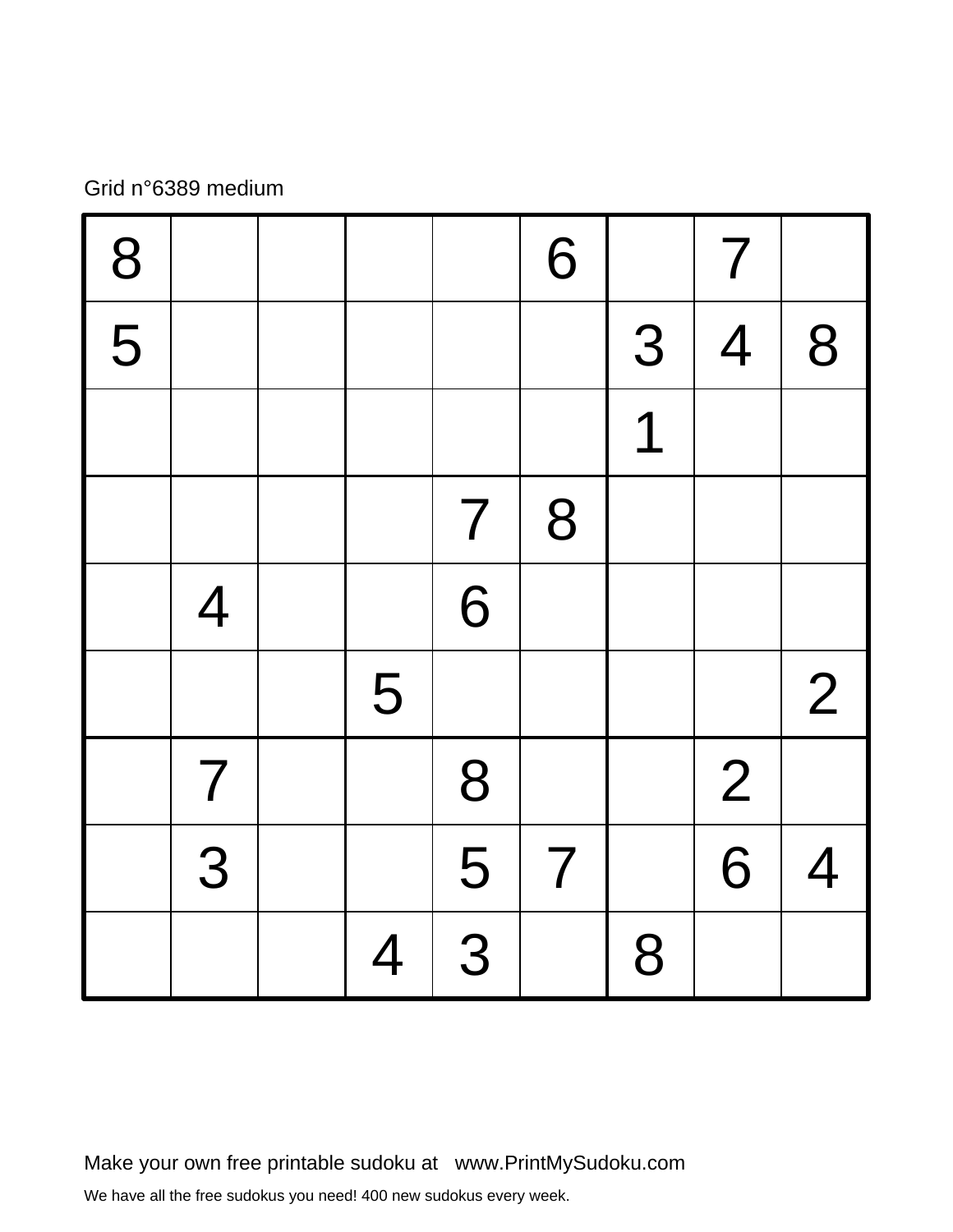Grid n°6389 medium

| | | | | | | | | |
|---|---|---|---|---|---|---|---|---|
| 8 | | | | | 6 | | 7 | |
| 5 | | | | | | 3 | 4 | 8 |
| | | | | | | 1 | | |
| | | | | 7 | 8 | | | |
| | 4 | | | 6 | | | | |
| | | | 5 | | | | | 2 |
| | 7 | | | 8 | | | 2 | |
| | 3 | | | 5 | 7 | | 6 | 4 |
| | | | 4 | 3 | | 8 | | |

Make your own free printable sudoku at www.PrintMySudoku.com

We have all the free sudokus you need! 400 new sudokus every week.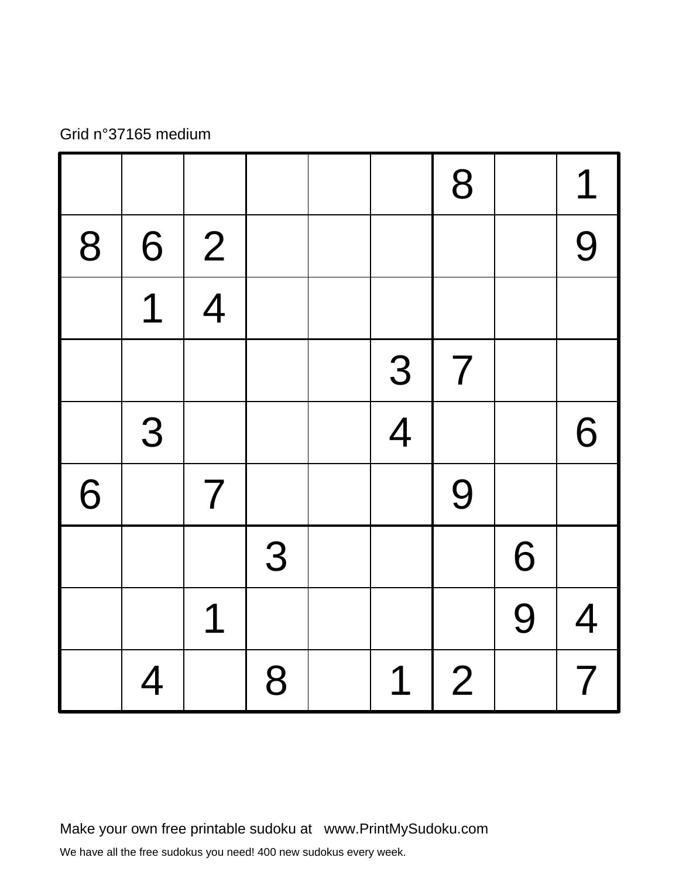Grid n°37165 medium

| | | | | | | | | |
|---|---|---|---|---|---|---|---|---|
| | | | | | | 8 | | 1 |
| 8 | 6 | 2 | | | | | | 9 |
| | 1 | 4 | | | | | | |
| | | | | | 3 | 7 | | |
| | 3 | | | | 4 | | | 6 |
| 6 | | 7 | | | | 9 | | |
| | | | 3 | | | | 6 | |
| | | 1 | | | | | 9 | 4 |
| | 4 | | 8 | | 1 | 2 | | 7 |

Make your own free printable sudoku at www.PrintMySudoku.com

We have all the free sudokus you need! 400 new sudokus every week.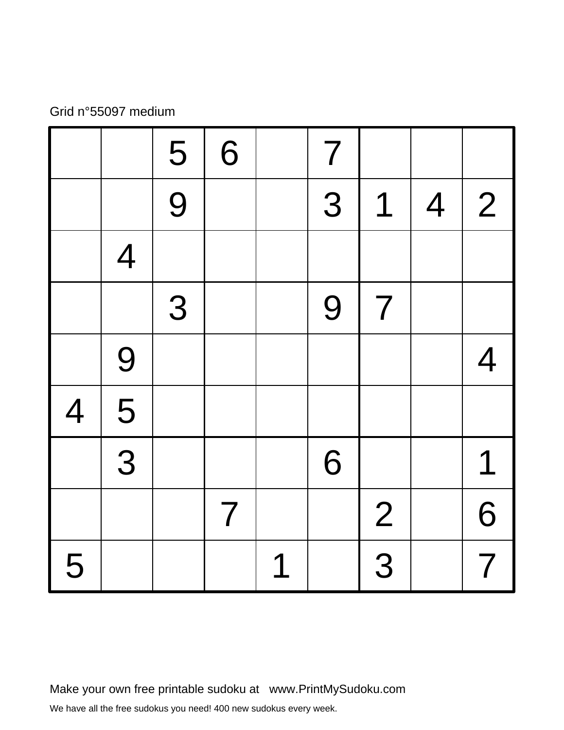Grid n°55097 medium

|   |   |   |   |   |   |   |   |   |
|---|---|---|---|---|---|---|---|---|
|   |   | 5 | 6 |   | 7 |   |   |   |
|   |   | 9 |   |   | 3 | 1 | 4 | 2 |
|   | 4 |   |   |   |   |   |   |   |
|   |   | 3 |   |   | 9 | 7 |   |   |
|   | 9 |   |   |   |   |   |   | 4 |
| 4 | 5 |   |   |   |   |   |   |   |
|   | 3 |   |   |   | 6 |   |   | 1 |
|   |   |   | 7 |   |   | 2 |   | 6 |
| 5 |   |   |   | 1 |   | 3 |   | 7 |

Make your own free printable sudoku at www.PrintMySudoku.com

We have all the free sudokus you need! 400 new sudokus every week.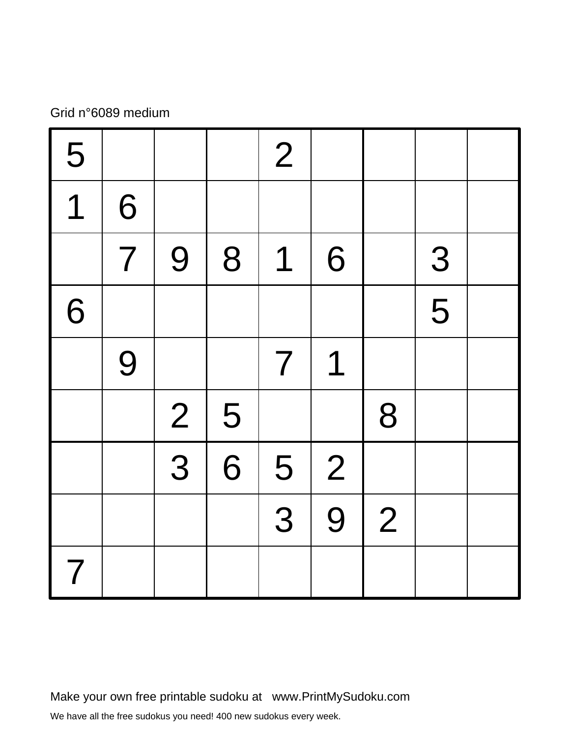Grid n°6089 medium

| | | | | | | | | |
|---|---|---|---|---|---|---|---|---|
| 5 | | | | 2 | | | | |
| 1 | 6 | | | | | | | |
| | 7 | 9 | 8 | 1 | 6 | | 3 | |
| 6 | | | | | | | 5 | |
| | 9 | | | 7 | 1 | | | |
| | | 2 | 5 | | | 8 | | |
| | | 3 | 6 | 5 | 2 | | | |
| | | | | 3 | 9 | 2 | | |
| 7 | | | | | | | | |

Make your own free printable sudoku at www.PrintMySudoku.com

We have all the free sudokus you need! 400 new sudokus every week.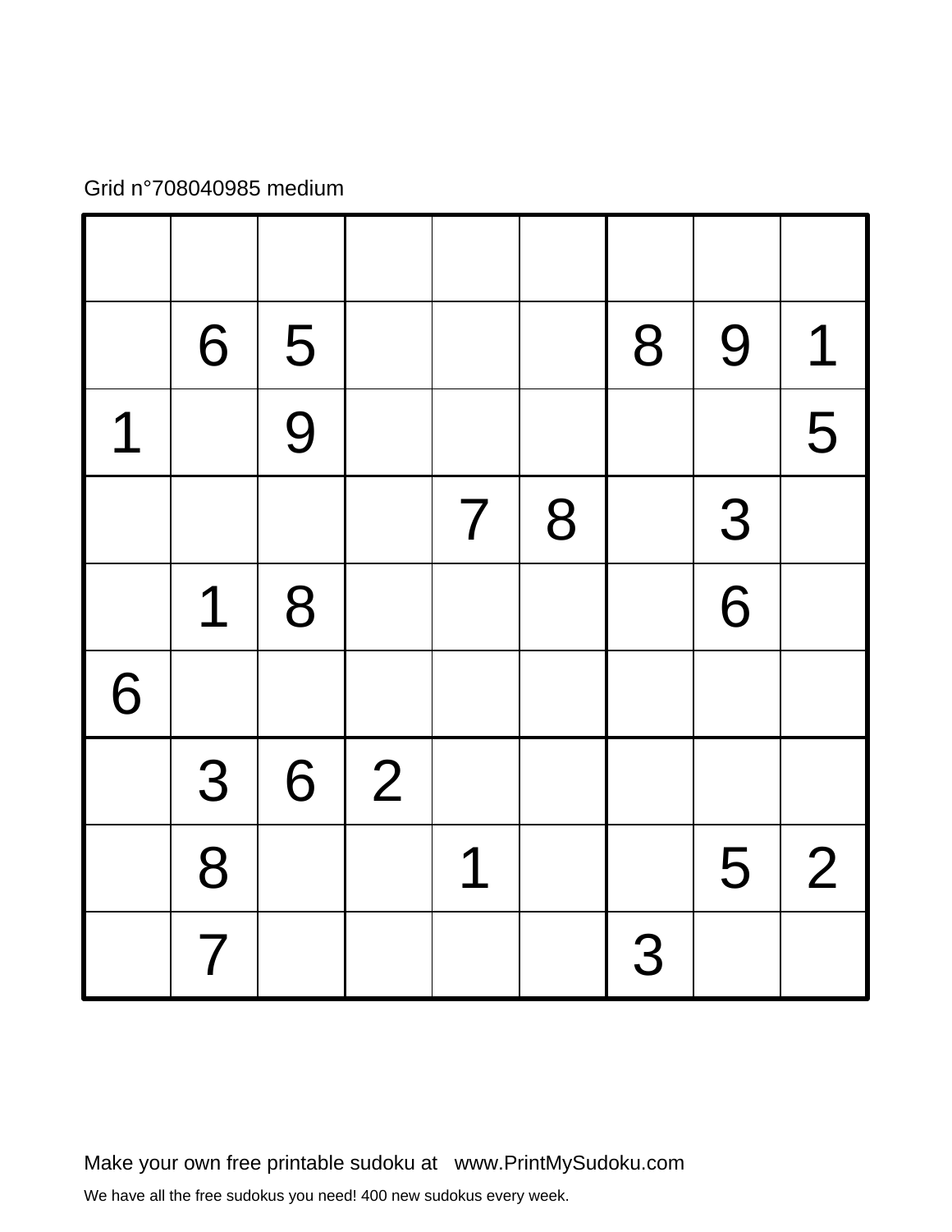Grid n°708040985 medium

| | | | | | | | | |
|---|---|---|---|---|---|---|---|---|
| | | | | | | | | |
| | 6 | 5 | | | | 8 | 9 | 1 |
| 1 | | 9 | | | | | | 5 |
| | | | | 7 | 8 | | 3 | |
| | 1 | 8 | | | | | 6 | |
| 6 | | | | | | | | |
| | 3 | 6 | 2 | | | | | |
| | 8 | | | 1 | | | 5 | 2 |
| | 7 | | | | | 3 | | |

Make your own free printable sudoku at www.PrintMySudoku.com

We have all the free sudokus you need! 400 new sudokus every week.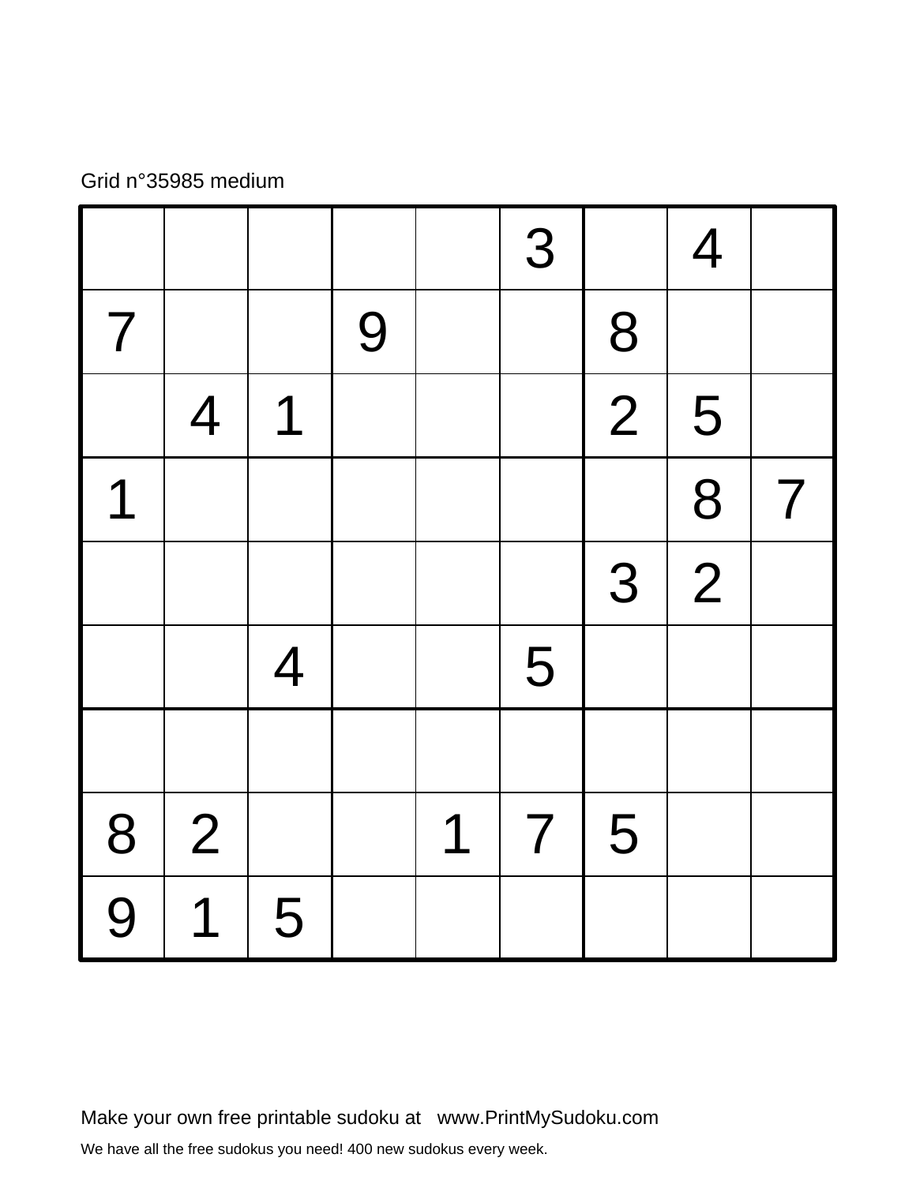Grid n°35985 medium

| | | | | | | | | |
|---|---|---|---|---|---|---|---|---|
| | | | | | 3 | | 4 | |
| 7 | | | 9 | | | 8 | | |
| | 4 | 1 | | | | 2 | 5 | |
| 1 | | | | | | | 8 | 7 |
| | | | | | | 3 | 2 | |
| | | 4 | | | 5 | | | |
| | | | | | | | | |
| 8 | 2 | | | 1 | 7 | 5 | | |
| 9 | 1 | 5 | | | | | | |

Make your own free printable sudoku at www.PrintMySudoku.com

We have all the free sudokus you need! 400 new sudokus every week.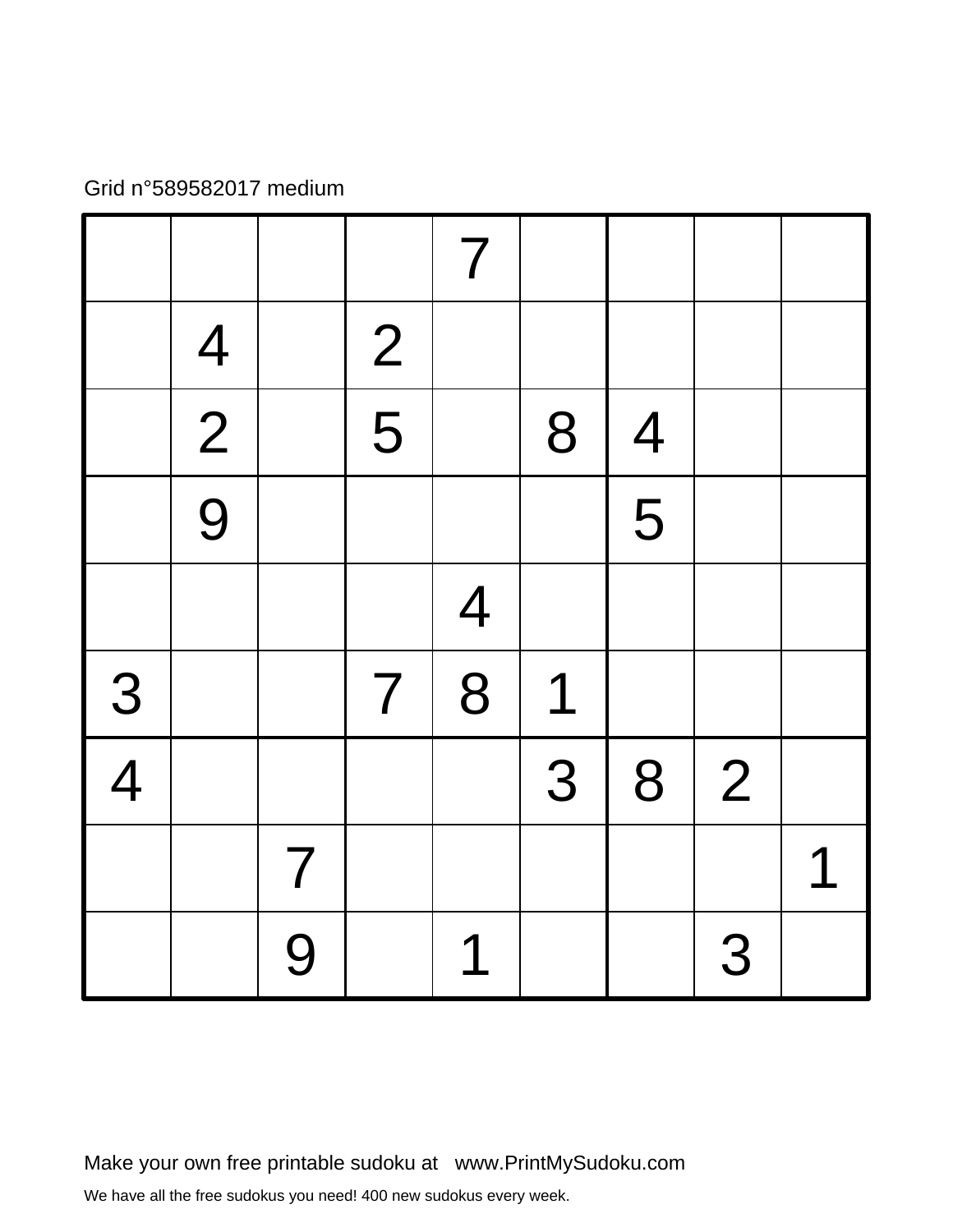Grid n°589582017 medium

| | | | | | | | | |
|---|---|---|---|---|---|---|---|---|
| | | | | 7 | | | | |
| | 4 | | 2 | | | | | |
| | 2 | | 5 | | 8 | 4 | | |
| | 9 | | | | | 5 | | |
| | | | | 4 | | | | |
| 3 | | | 7 | 8 | 1 | | | |
| 4 | | | | | 3 | 8 | 2 | |
| | | 7 | | | | | | 1 |
| | | 9 | | 1 | | | 3 | |

Make your own free printable sudoku at www.PrintMySudoku.com

We have all the free sudokus you need! 400 new sudokus every week.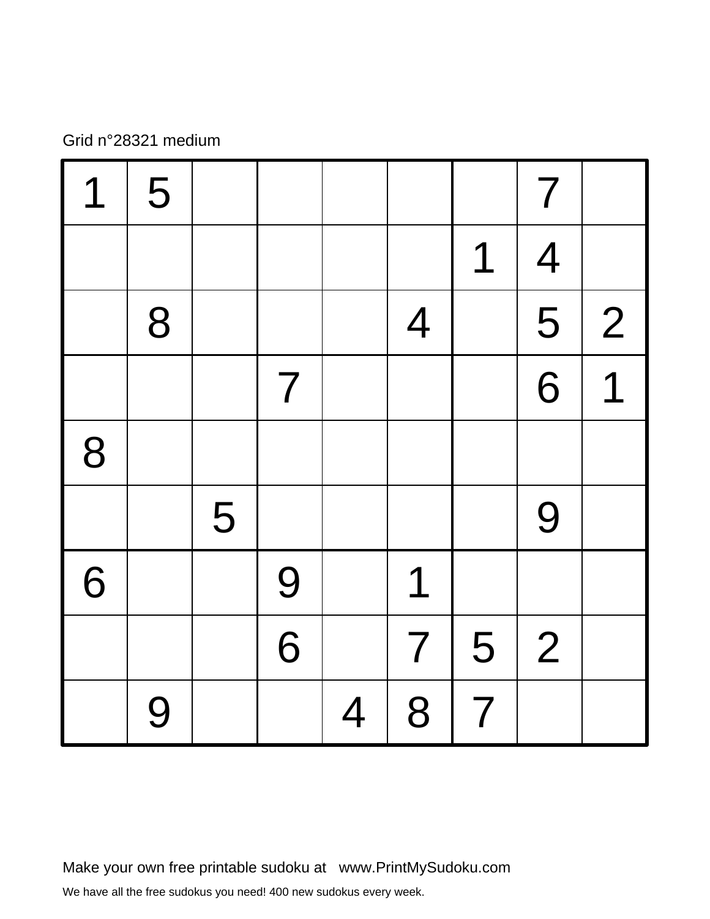Grid n°28321 medium

| | | | | | | | | |
|---|---|---|---|---|---|---|---|---|
| 1 | 5 | | | | | | 7 | |
| | | | | | | 1 | 4 | |
| | 8 | | | | 4 | | 5 | 2 |
| | | | 7 | | | | 6 | 1 |
| 8 | | | | | | | | |
| | | 5 | | | | | 9 | |
| 6 | | | 9 | | 1 | | | |
| | | | 6 | | 7 | 5 | 2 | |
| | 9 | | | 4 | 8 | 7 | | |

Make your own free printable sudoku at www.PrintMySudoku.com

We have all the free sudokus you need! 400 new sudokus every week.